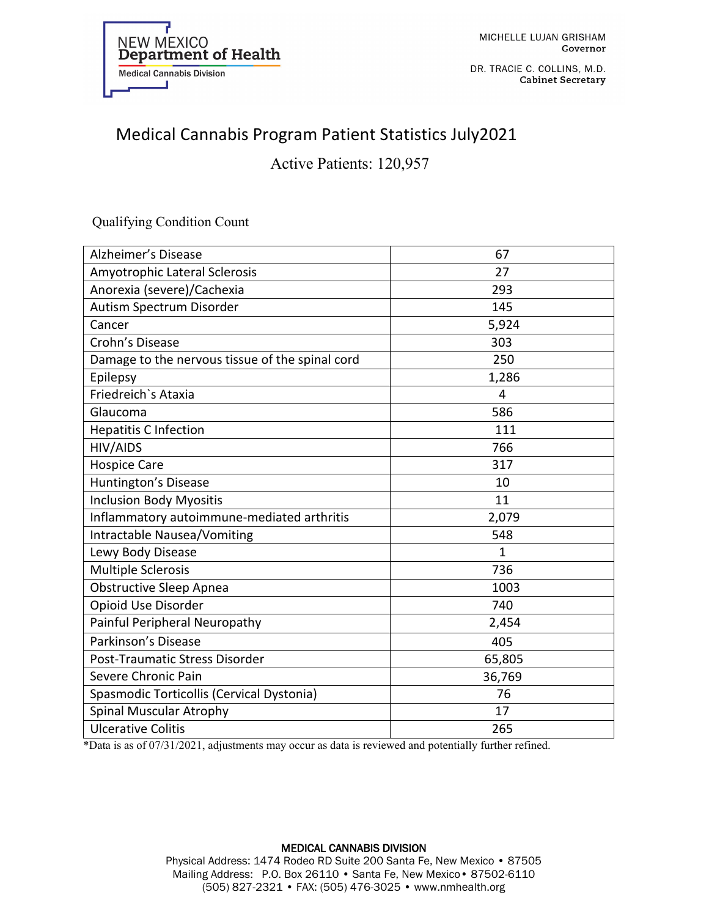NEW MEXICO
**Department of Health**
Medical Cannabis Division

MICHELLE LUJAN GRISHAM
**Governor**

DR. TRACIE C. COLLINS, M.D.
**Cabinet Secretary**

# Medical Cannabis Program Patient Statistics July2021

## Active Patients: 120,957

Qualifying Condition Count

| Condition | Count |
|---|---|
| Alzheimer's Disease | 67 |
| Amyotrophic Lateral Sclerosis | 27 |
| Anorexia (severe)/Cachexia | 293 |
| Autism Spectrum Disorder | 145 |
| Cancer | 5,924 |
| Crohn's Disease | 303 |
| Damage to the nervous tissue of the spinal cord | 250 |
| Epilepsy | 1,286 |
| Friedreich`s Ataxia | 4 |
| Glaucoma | 586 |
| Hepatitis C Infection | 111 |
| HIV/AIDS | 766 |
| Hospice Care | 317 |
| Huntington's Disease | 10 |
| Inclusion Body Myositis | 11 |
| Inflammatory autoimmune-mediated arthritis | 2,079 |
| Intractable Nausea/Vomiting | 548 |
| Lewy Body Disease | 1 |
| Multiple Sclerosis | 736 |
| Obstructive Sleep Apnea | 1003 |
| Opioid Use Disorder | 740 |
| Painful Peripheral Neuropathy | 2,454 |
| Parkinson's Disease | 405 |
| Post-Traumatic Stress Disorder | 65,805 |
| Severe Chronic Pain | 36,769 |
| Spasmodic Torticollis (Cervical Dystonia) | 76 |
| Spinal Muscular Atrophy | 17 |
| Ulcerative Colitis | 265 |

*Data is as of 07/31/2021, adjustments may occur as data is reviewed and potentially further refined.

**MEDICAL CANNABIS DIVISION**
Physical Address: 1474 Rodeo RD Suite 200 Santa Fe, New Mexico • 87505
Mailing Address: P.O. Box 26110 • Santa Fe, New Mexico • 87502-6110
(505) 827-2321 • FAX: (505) 476-3025 • www.nmhealth.org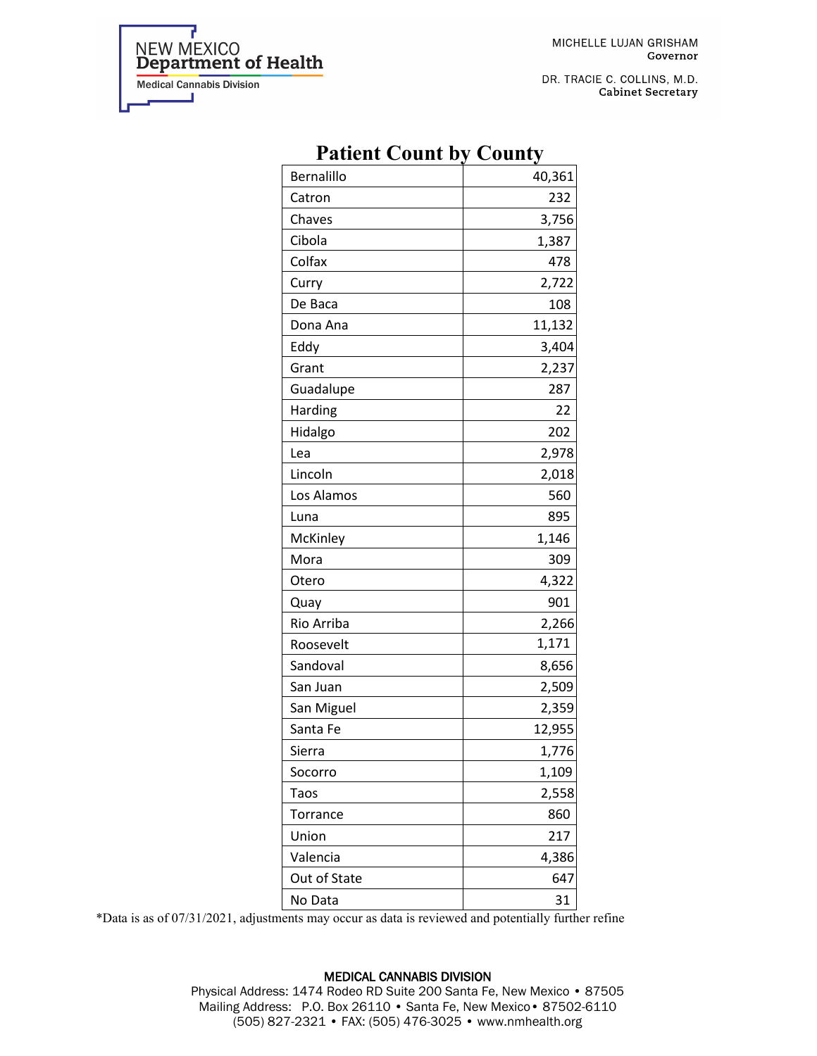NEW MEXICO
**Department of Health**
Medical Cannabis Division

MICHELLE LUJAN GRISHAM
**Governor**

DR. TRACIE C. COLLINS, M.D.
**Cabinet Secretary**

# Patient Count by County

| | |
|---|---|
| Bernalillo | 40,361 |
| Catron | 232 |
| Chaves | 3,756 |
| Cibola | 1,387 |
| Colfax | 478 |
| Curry | 2,722 |
| De Baca | 108 |
| Dona Ana | 11,132 |
| Eddy | 3,404 |
| Grant | 2,237 |
| Guadalupe | 287 |
| Harding | 22 |
| Hidalgo | 202 |
| Lea | 2,978 |
| Lincoln | 2,018 |
| Los Alamos | 560 |
| Luna | 895 |
| McKinley | 1,146 |
| Mora | 309 |
| Otero | 4,322 |
| Quay | 901 |
| Rio Arriba | 2,266 |
| Roosevelt | 1,171 |
| Sandoval | 8,656 |
| San Juan | 2,509 |
| San Miguel | 2,359 |
| Santa Fe | 12,955 |
| Sierra | 1,776 |
| Socorro | 1,109 |
| Taos | 2,558 |
| Torrance | 860 |
| Union | 217 |
| Valencia | 4,386 |
| Out of State | 647 |
| No Data | 31 |

*Data is as of 07/31/2021, adjustments may occur as data is reviewed and potentially further refine

MEDICAL CANNABIS DIVISION
Physical Address: 1474 Rodeo RD Suite 200 Santa Fe, New Mexico • 87505
Mailing Address: P.O. Box 26110 • Santa Fe, New Mexico • 87502-6110
(505) 827-2321 • FAX: (505) 476-3025 • www.nmhealth.org